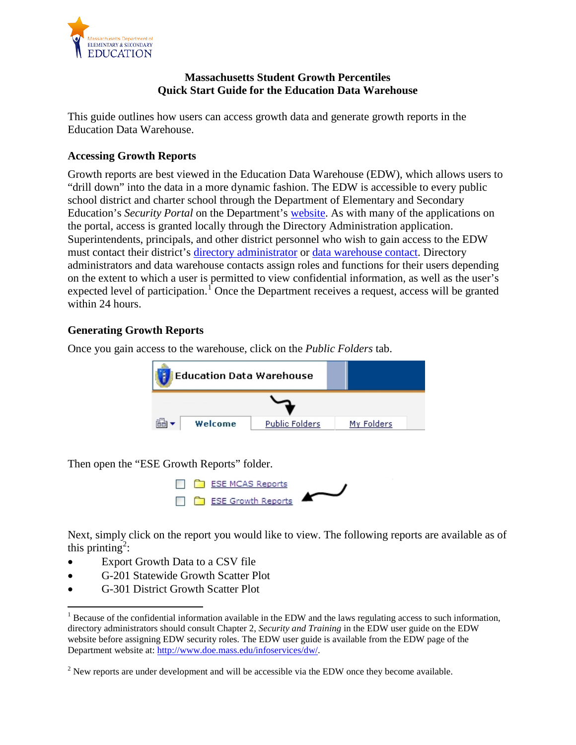# Massachusetts Student Growth Percentiles
## Quick Start Guide for the Education Data Warehouse

This guide outlines how users can access growth data and generate growth reports in the Education Data Warehouse.

### Accessing Growth Reports

Growth reports are best viewed in the Education Data Warehouse (EDW), which allows users to "drill down" into the data in a more dynamic fashion. The EDW is accessible to every public school district and charter school through the Department of Elementary and Secondary Education's *Security Portal* on the Department's website. As with many of the applications on the portal, access is granted locally through the Directory Administration application. Superintendents, principals, and other district personnel who wish to gain access to the EDW must contact their district's directory administrator or data warehouse contact. Directory administrators and data warehouse contacts assign roles and functions for their users depending on the extent to which a user is permitted to view confidential information, as well as the user's expected level of participation.[1] Once the Department receives a request, access will be granted within 24 hours.

### Generating Growth Reports

Once you gain access to the warehouse, click on the *Public Folders* tab.

Then open the "ESE Growth Reports" folder.

Next, simply click on the report you would like to view. The following reports are available as of this printing[2]:

- Export Growth Data to a CSV file
- G-201 Statewide Growth Scatter Plot
- G-301 District Growth Scatter Plot

---

[1] Because of the confidential information available in the EDW and the laws regulating access to such information, directory administrators should consult Chapter 2, *Security and Training* in the EDW user guide on the EDW website before assigning EDW security roles. The EDW user guide is available from the EDW page of the Department website at: http://www.doe.mass.edu/infoservices/dw/.

[2] New reports are under development and will be accessible via the EDW once they become available.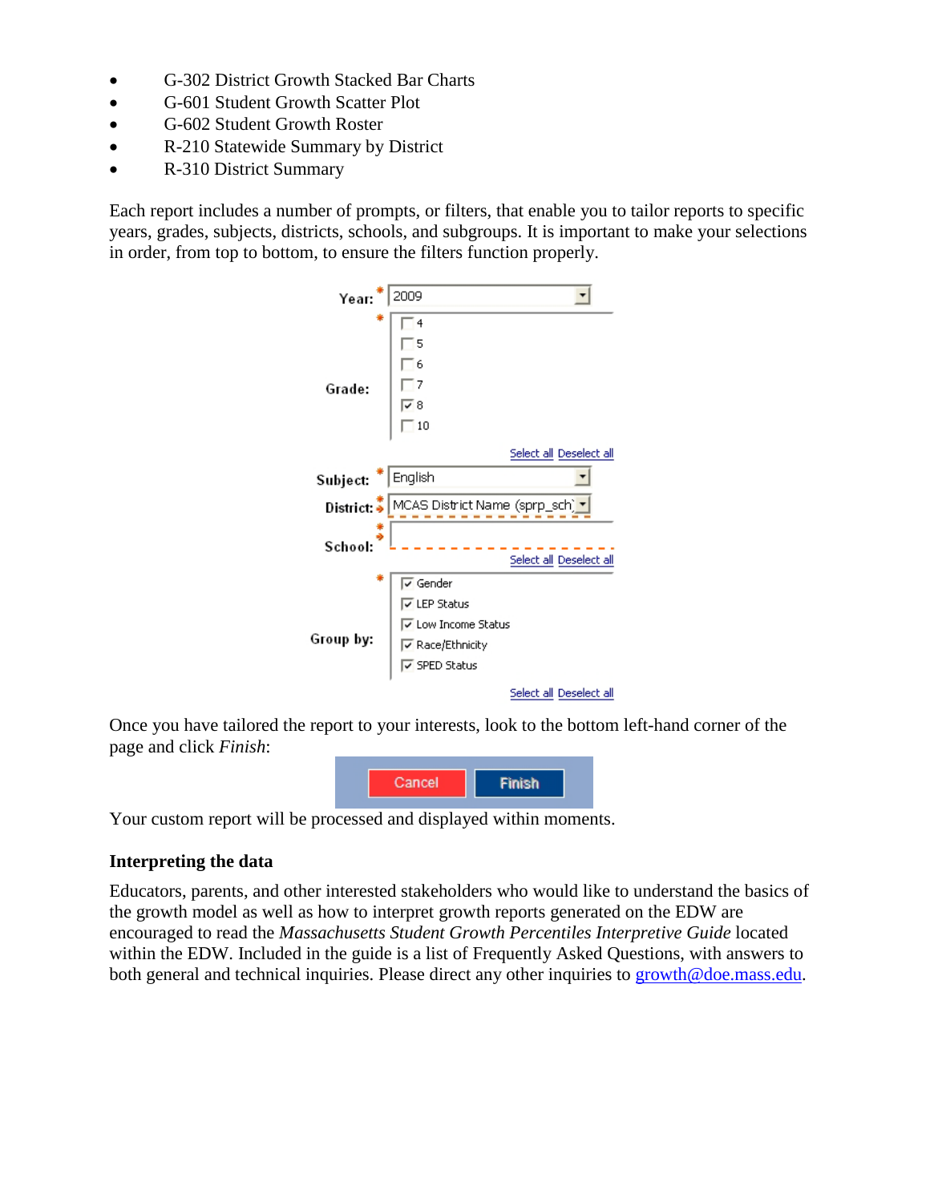- G-302 District Growth Stacked Bar Charts
- G-601 Student Growth Scatter Plot
- G-602 Student Growth Roster
- R-210 Statewide Summary by District
- R-310 District Summary

Each report includes a number of prompts, or filters, that enable you to tailor reports to specific years, grades, subjects, districts, schools, and subgroups. It is important to make your selections in order, from top to bottom, to ensure the filters function properly.

Year: 2009

Grade: 4, 5, 6, 7, 8, 10

Select all Deselect all

Subject: English

District: MCAS District Name (sprp_sch)

School:

Select all Deselect all

Group by: Gender, LEP Status, Low Income Status, Race/Ethnicity, SPED Status

Select all Deselect all

Once you have tailored the report to your interests, look to the bottom left-hand corner of the page and click *Finish*:

Cancel Finish

Your custom report will be processed and displayed within moments.

**Interpreting the data**

Educators, parents, and other interested stakeholders who would like to understand the basics of the growth model as well as how to interpret growth reports generated on the EDW are encouraged to read the *Massachusetts Student Growth Percentiles Interpretive Guide* located within the EDW. Included in the guide is a list of Frequently Asked Questions, with answers to both general and technical inquiries. Please direct any other inquiries to growth@doe.mass.edu.